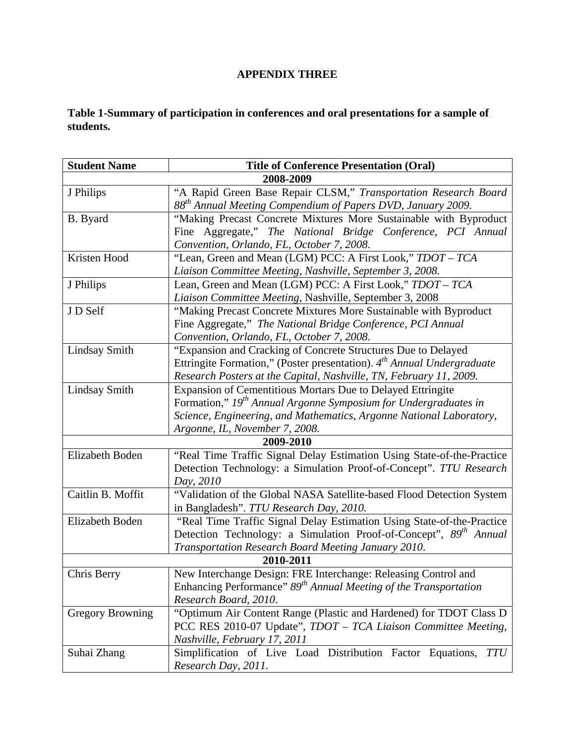# APPENDIX THREE

**Table 1-Summary of participation in conferences and oral presentations for a sample of students.**

| Student Name | Title of Conference Presentation (Oral) |
|---|---|
| **2008-2009** | |
| J Philips | "A Rapid Green Base Repair CLSM," *Transportation Research Board 88th Annual Meeting Compendium of Papers DVD, January 2009.* |
| B. Byard | "Making Precast Concrete Mixtures More Sustainable with Byproduct Fine Aggregate," *The National Bridge Conference, PCI Annual Convention, Orlando, FL, October 7, 2008.* |
| Kristen Hood | "Lean, Green and Mean (LGM) PCC: A First Look," *TDOT – TCA Liaison Committee Meeting, Nashville, September 3, 2008.* |
| J Philips | Lean, Green and Mean (LGM) PCC: A First Look," *TDOT – TCA Liaison Committee Meeting*, Nashville, September 3, 2008 |
| J D Self | "Making Precast Concrete Mixtures More Sustainable with Byproduct Fine Aggregate," *The National Bridge Conference, PCI Annual Convention, Orlando, FL, October 7, 2008.* |
| Lindsay Smith | "Expansion and Cracking of Concrete Structures Due to Delayed Ettringite Formation," (Poster presentation). *4th Annual Undergraduate Research Posters at the Capital, Nashville, TN, February 11, 2009.* |
| Lindsay Smith | Expansion of Cementitious Mortars Due to Delayed Ettringite Formation," *19th Annual Argonne Symposium for Undergraduates in Science, Engineering, and Mathematics, Argonne National Laboratory, Argonne, IL, November 7, 2008.* |
| **2009-2010** | |
| Elizabeth Boden | "Real Time Traffic Signal Delay Estimation Using State-of-the-Practice Detection Technology: a Simulation Proof-of-Concept". *TTU Research Day, 2010* |
| Caitlin B. Moffit | "Validation of the Global NASA Satellite-based Flood Detection System in Bangladesh". *TTU Research Day, 2010.* |
| Elizabeth Boden | "Real Time Traffic Signal Delay Estimation Using State-of-the-Practice Detection Technology: a Simulation Proof-of-Concept", *89th Annual Transportation Research Board Meeting January 2010.* |
| **2010-2011** | |
| Chris Berry | New Interchange Design: FRE Interchange: Releasing Control and Enhancing Performance" *89th Annual Meeting of the Transportation Research Board, 2010*. |
| Gregory Browning | "Optimum Air Content Range (Plastic and Hardened) for TDOT Class D PCC RES 2010-07 Update", *TDOT – TCA Liaison Committee Meeting, Nashville, February 17, 2011* |
| Suhai Zhang | Simplification of Live Load Distribution Factor Equations, *TTU Research Day, 2011.* |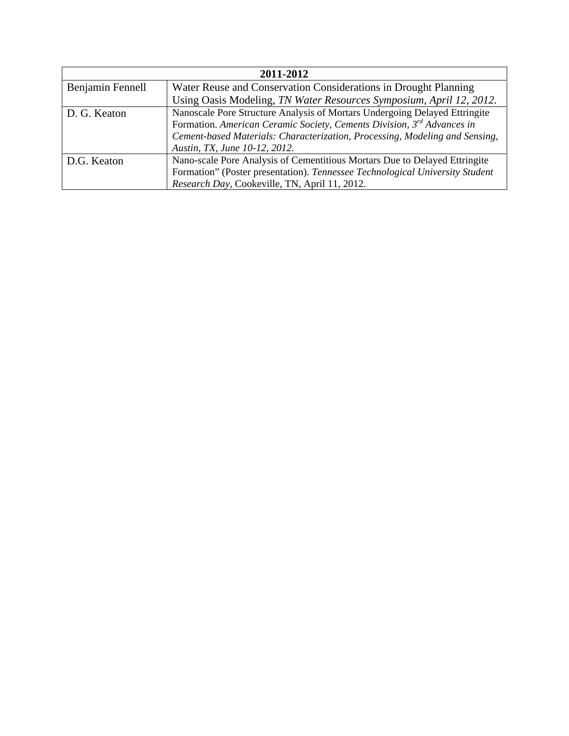| 2011-2012 | |
|---|---|
| Benjamin Fennell | Water Reuse and Conservation Considerations in Drought Planning Using Oasis Modeling, *TN Water Resources Symposium, April 12, 2012.* |
| D. G. Keaton | Nanoscale Pore Structure Analysis of Mortars Undergoing Delayed Ettringite Formation. *American Ceramic Society, Cements Division, 3rd Advances in Cement-based Materials: Characterization, Processing, Modeling and Sensing, Austin, TX, June 10-12, 2012.* |
| D.G. Keaton | Nano-scale Pore Analysis of Cementitious Mortars Due to Delayed Ettringite Formation" (Poster presentation). *Tennessee Technological University Student Research Day*, Cookeville, TN, April 11, 2012. |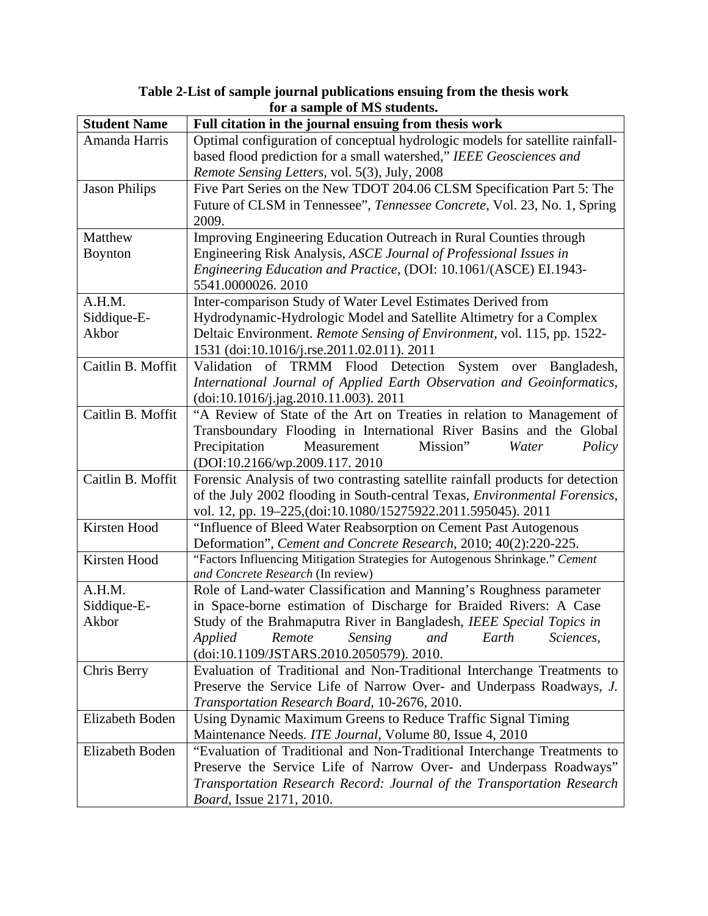**Table 2-List of sample journal publications ensuing from the thesis work for a sample of MS students.**

| Student Name | Full citation in the journal ensuing from thesis work |
|---|---|
| Amanda Harris | Optimal configuration of conceptual hydrologic models for satellite rainfall-based flood prediction for a small watershed," *IEEE Geosciences and Remote Sensing Letters*, vol. 5(3), July, 2008 |
| Jason Philips | Five Part Series on the New TDOT 204.06 CLSM Specification Part 5: The Future of CLSM in Tennessee", *Tennessee Concrete*, Vol. 23, No. 1, Spring 2009. |
| Matthew Boynton | Improving Engineering Education Outreach in Rural Counties through Engineering Risk Analysis, *ASCE Journal of Professional Issues in Engineering Education and Practice*, (DOI: 10.1061/(ASCE) EI.1943-5541.0000026. 2010 |
| A.H.M. Siddique-E-Akbor | Inter-comparison Study of Water Level Estimates Derived from Hydrodynamic-Hydrologic Model and Satellite Altimetry for a Complex Deltaic Environment. *Remote Sensing of Environment*, vol. 115, pp. 1522-1531 (doi:10.1016/j.rse.2011.02.011). 2011 |
| Caitlin B. Moffit | Validation of TRMM Flood Detection System over Bangladesh, *International Journal of Applied Earth Observation and Geoinformatics*, (doi:10.1016/j.jag.2010.11.003). 2011 |
| Caitlin B. Moffit | "A Review of State of the Art on Treaties in relation to Management of Transboundary Flooding in International River Basins and the Global Precipitation Measurement Mission" *Water Policy* (DOI:10.2166/wp.2009.117. 2010 |
| Caitlin B. Moffit | Forensic Analysis of two contrasting satellite rainfall products for detection of the July 2002 flooding in South-central Texas, *Environmental Forensics*, vol. 12, pp. 19–225,(doi:10.1080/15275922.2011.595045). 2011 |
| Kirsten Hood | "Influence of Bleed Water Reabsorption on Cement Past Autogenous Deformation", *Cement and Concrete Research*, 2010; 40(2):220-225. |
| Kirsten Hood | "Factors Influencing Mitigation Strategies for Autogenous Shrinkage." *Cement and Concrete Research* (In review) |
| A.H.M. Siddique-E-Akbor | Role of Land-water Classification and Manning's Roughness parameter in Space-borne estimation of Discharge for Braided Rivers: A Case Study of the Brahmaputra River in Bangladesh, *IEEE Special Topics in Applied Remote Sensing and Earth Sciences*, (doi:10.1109/JSTARS.2010.2050579). 2010. |
| Chris Berry | Evaluation of Traditional and Non-Traditional Interchange Treatments to Preserve the Service Life of Narrow Over- and Underpass Roadways, *J. Transportation Research Board*, 10-2676, 2010. |
| Elizabeth Boden | Using Dynamic Maximum Greens to Reduce Traffic Signal Timing Maintenance Needs. *ITE Journal*, Volume 80, Issue 4, 2010 |
| Elizabeth Boden | "Evaluation of Traditional and Non-Traditional Interchange Treatments to Preserve the Service Life of Narrow Over- and Underpass Roadways" *Transportation Research Record: Journal of the Transportation Research Board*, Issue 2171, 2010. |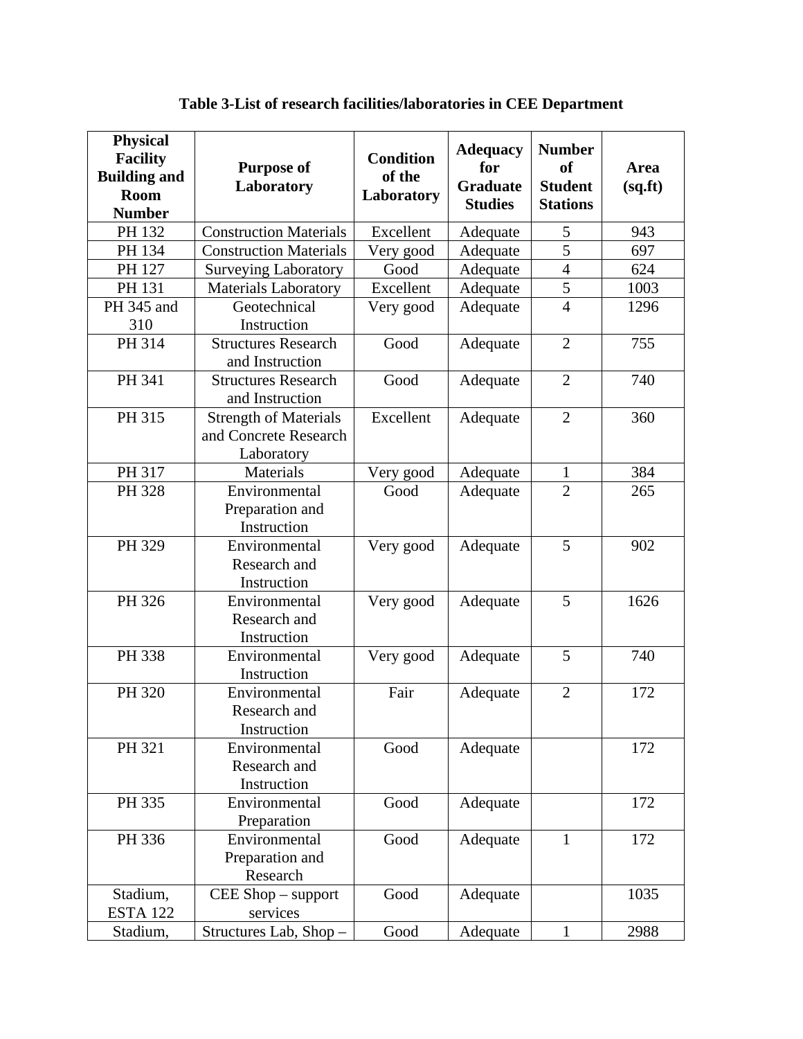**Table 3-List of research facilities/laboratories in CEE Department**

| Physical Facility Building and Room Number | Purpose of Laboratory | Condition of the Laboratory | Adequacy for Graduate Studies | Number of Student Stations | Area (sq.ft) |
|---|---|---|---|---|---|
| PH 132 | Construction Materials | Excellent | Adequate | 5 | 943 |
| PH 134 | Construction Materials | Very good | Adequate | 5 | 697 |
| PH 127 | Surveying Laboratory | Good | Adequate | 4 | 624 |
| PH 131 | Materials Laboratory | Excellent | Adequate | 5 | 1003 |
| PH 345 and 310 | Geotechnical Instruction | Very good | Adequate | 4 | 1296 |
| PH 314 | Structures Research and Instruction | Good | Adequate | 2 | 755 |
| PH 341 | Structures Research and Instruction | Good | Adequate | 2 | 740 |
| PH 315 | Strength of Materials and Concrete Research Laboratory | Excellent | Adequate | 2 | 360 |
| PH 317 | Materials | Very good | Adequate | 1 | 384 |
| PH 328 | Environmental Preparation and Instruction | Good | Adequate | 2 | 265 |
| PH 329 | Environmental Research and Instruction | Very good | Adequate | 5 | 902 |
| PH 326 | Environmental Research and Instruction | Very good | Adequate | 5 | 1626 |
| PH 338 | Environmental Instruction | Very good | Adequate | 5 | 740 |
| PH 320 | Environmental Research and Instruction | Fair | Adequate | 2 | 172 |
| PH 321 | Environmental Research and Instruction | Good | Adequate | | 172 |
| PH 335 | Environmental Preparation | Good | Adequate | | 172 |
| PH 336 | Environmental Preparation and Research | Good | Adequate | 1 | 172 |
| Stadium, ESTA 122 | CEE Shop – support services | Good | Adequate | | 1035 |
| Stadium, | Structures Lab, Shop – | Good | Adequate | 1 | 2988 |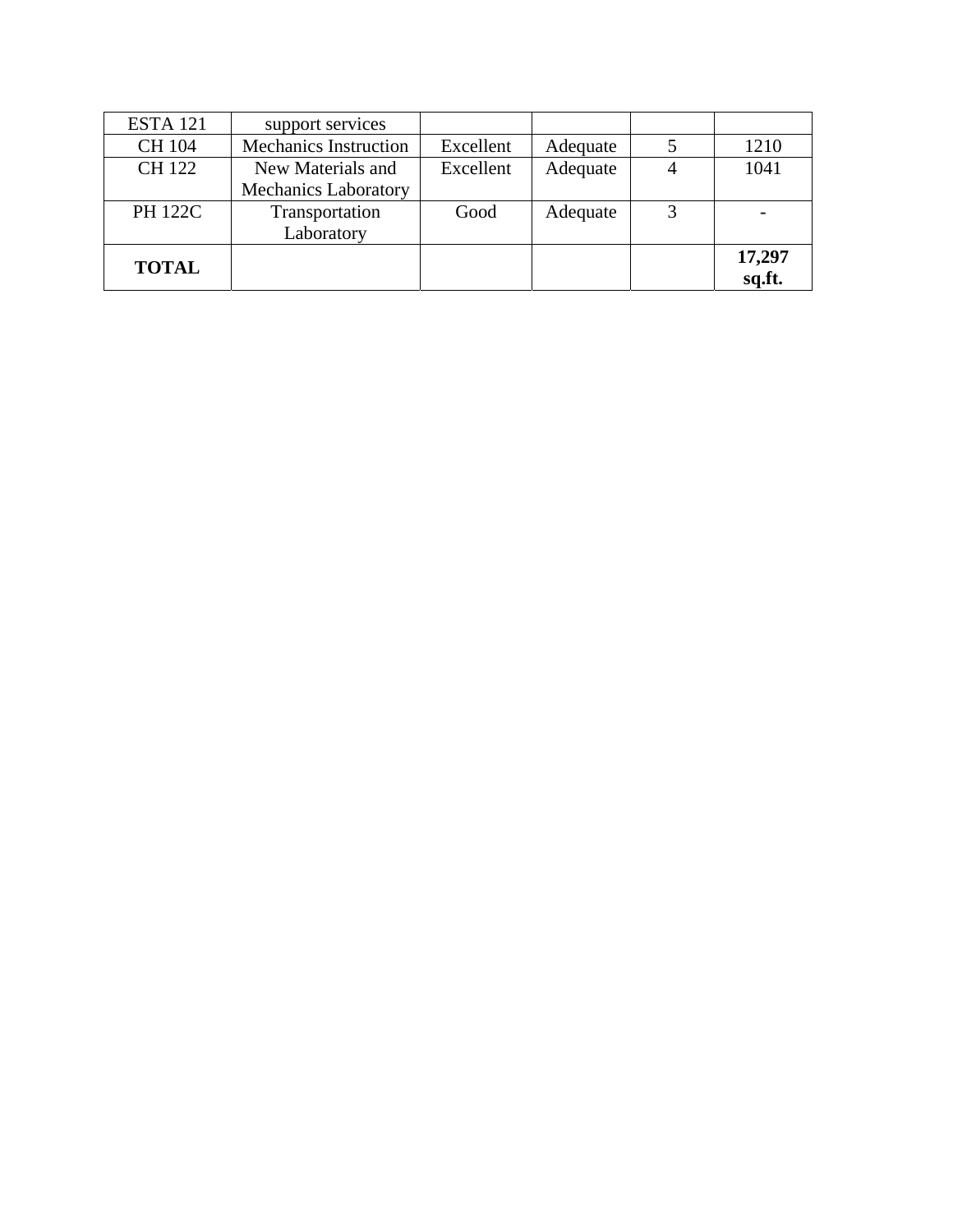| | | | | | |
|---|---|---|---|---|---|
| ESTA 121 | support services | | | | |
| CH 104 | Mechanics Instruction | Excellent | Adequate | 5 | 1210 |
| CH 122 | New Materials and Mechanics Laboratory | Excellent | Adequate | 4 | 1041 |
| PH 122C | Transportation Laboratory | Good | Adequate | 3 | - |
| **TOTAL** | | | | | **17,297 sq.ft.** |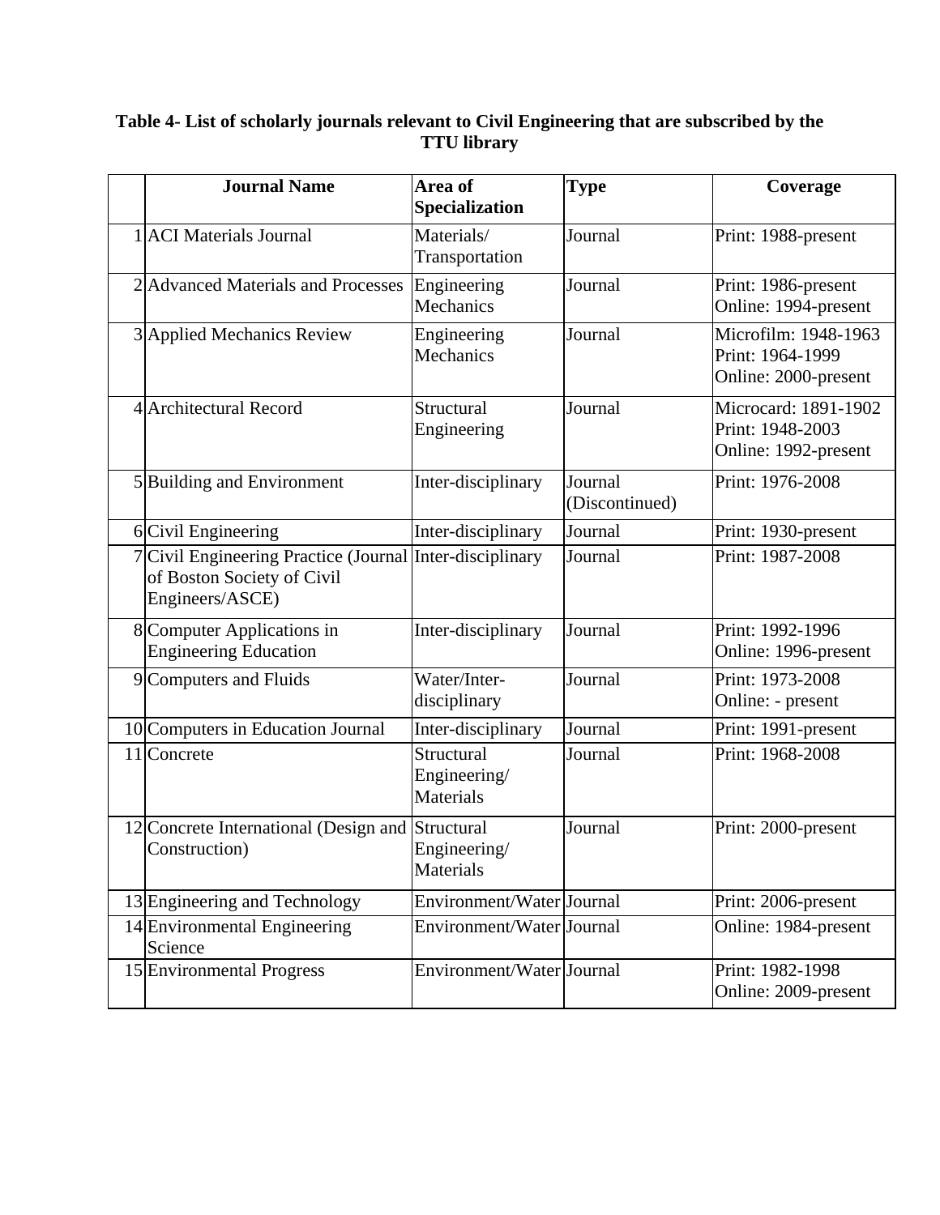**Table 4- List of scholarly journals relevant to Civil Engineering that are subscribed by the TTU library**

| | Journal Name | Area of Specialization | Type | Coverage |
|---|---|---|---|---|
| 1 | ACI Materials Journal | Materials/ Transportation | Journal | Print: 1988-present |
| 2 | Advanced Materials and Processes | Engineering Mechanics | Journal | Print: 1986-present<br>Online: 1994-present |
| 3 | Applied Mechanics Review | Engineering Mechanics | Journal | Microfilm: 1948-1963<br>Print: 1964-1999<br>Online: 2000-present |
| 4 | Architectural Record | Structural Engineering | Journal | Microcard: 1891-1902<br>Print: 1948-2003<br>Online: 1992-present |
| 5 | Building and Environment | Inter-disciplinary | Journal (Discontinued) | Print: 1976-2008 |
| 6 | Civil Engineering | Inter-disciplinary | Journal | Print: 1930-present |
| 7 | Civil Engineering Practice (Journal of Boston Society of Civil Engineers/ASCE) | Inter-disciplinary | Journal | Print: 1987-2008 |
| 8 | Computer Applications in Engineering Education | Inter-disciplinary | Journal | Print: 1992-1996<br>Online: 1996-present |
| 9 | Computers and Fluids | Water/Inter-disciplinary | Journal | Print: 1973-2008<br>Online: - present |
| 10 | Computers in Education Journal | Inter-disciplinary | Journal | Print: 1991-present |
| 11 | Concrete | Structural Engineering/ Materials | Journal | Print: 1968-2008 |
| 12 | Concrete International (Design and Construction) | Structural Engineering/ Materials | Journal | Print: 2000-present |
| 13 | Engineering and Technology | Environment/Water | Journal | Print: 2006-present |
| 14 | Environmental Engineering Science | Environment/Water | Journal | Online: 1984-present |
| 15 | Environmental Progress | Environment/Water | Journal | Print: 1982-1998<br>Online: 2009-present |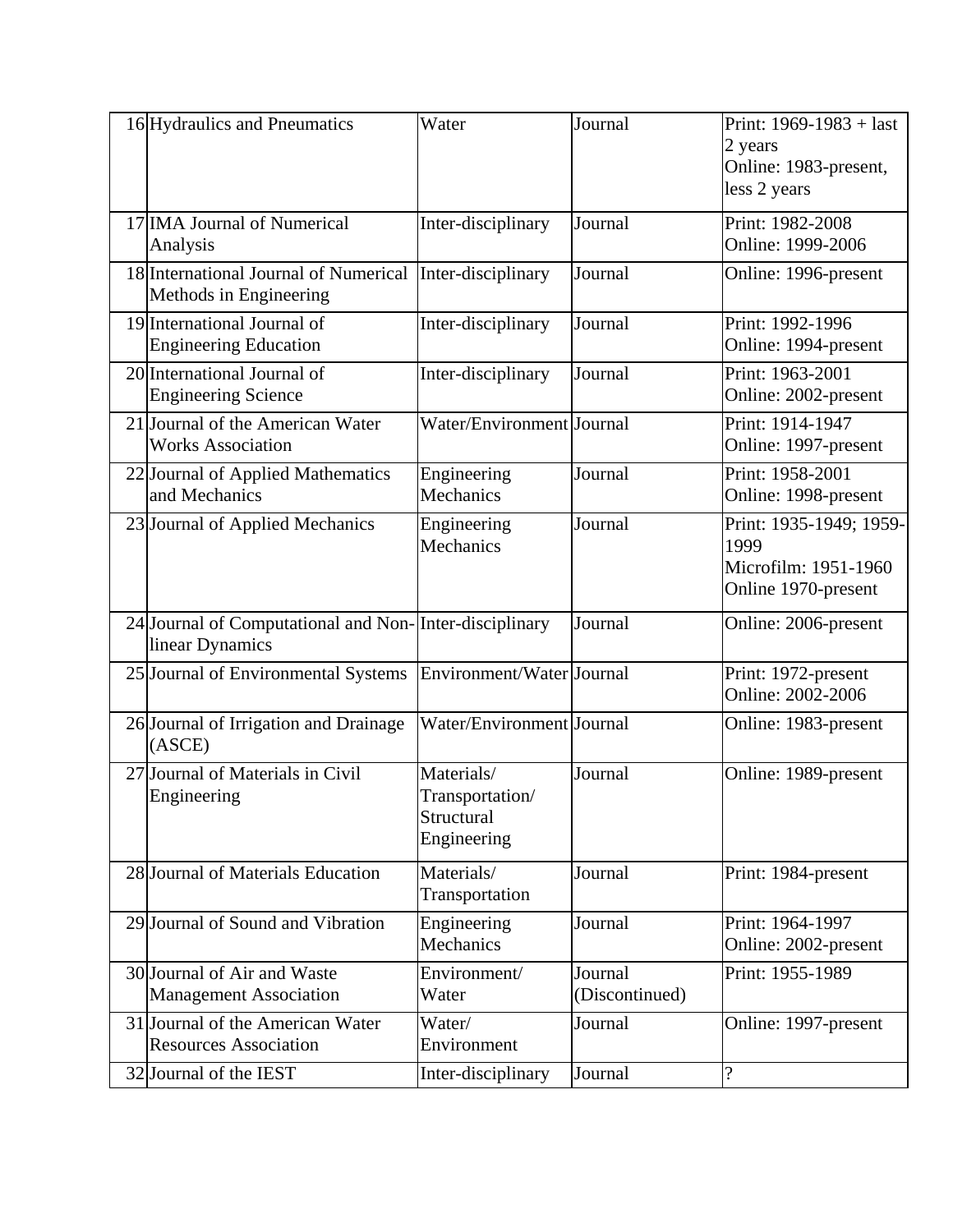| 16 | Hydraulics and Pneumatics | Water | Journal | Print: 1969-1983 + last 2 years<br>Online: 1983-present, less 2 years |
|---|---|---|---|---|
| 17 | IMA Journal of Numerical Analysis | Inter-disciplinary | Journal | Print: 1982-2008<br>Online: 1999-2006 |
| 18 | International Journal of Numerical Methods in Engineering | Inter-disciplinary | Journal | Online: 1996-present |
| 19 | International Journal of Engineering Education | Inter-disciplinary | Journal | Print: 1992-1996<br>Online: 1994-present |
| 20 | International Journal of Engineering Science | Inter-disciplinary | Journal | Print: 1963-2001<br>Online: 2002-present |
| 21 | Journal of the American Water Works Association | Water/Environment | Journal | Print: 1914-1947<br>Online: 1997-present |
| 22 | Journal of Applied Mathematics and Mechanics | Engineering Mechanics | Journal | Print: 1958-2001<br>Online: 1998-present |
| 23 | Journal of Applied Mechanics | Engineering Mechanics | Journal | Print: 1935-1949; 1959-1999<br>Microfilm: 1951-1960<br>Online 1970-present |
| 24 | Journal of Computational and Non-linear Dynamics | Inter-disciplinary | Journal | Online: 2006-present |
| 25 | Journal of Environmental Systems | Environment/Water | Journal | Print: 1972-present<br>Online: 2002-2006 |
| 26 | Journal of Irrigation and Drainage (ASCE) | Water/Environment | Journal | Online: 1983-present |
| 27 | Journal of Materials in Civil Engineering | Materials/ Transportation/ Structural Engineering | Journal | Online: 1989-present |
| 28 | Journal of Materials Education | Materials/ Transportation | Journal | Print: 1984-present |
| 29 | Journal of Sound and Vibration | Engineering Mechanics | Journal | Print: 1964-1997<br>Online: 2002-present |
| 30 | Journal of Air and Waste Management Association | Environment/ Water | Journal (Discontinued) | Print: 1955-1989 |
| 31 | Journal of the American Water Resources Association | Water/ Environment | Journal | Online: 1997-present |
| 32 | Journal of the IEST | Inter-disciplinary | Journal | ? |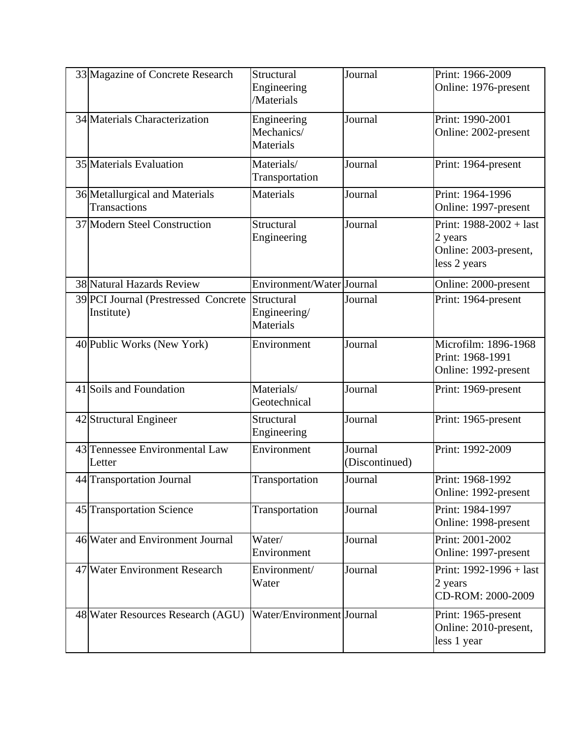| 33 | Magazine of Concrete Research | Structural Engineering /Materials | Journal | Print: 1966-2009<br>Online: 1976-present |
|---|---|---|---|---|
| 34 | Materials Characterization | Engineering Mechanics/ Materials | Journal | Print: 1990-2001<br>Online: 2002-present |
| 35 | Materials Evaluation | Materials/ Transportation | Journal | Print: 1964-present |
| 36 | Metallurgical and Materials Transactions | Materials | Journal | Print: 1964-1996<br>Online: 1997-present |
| 37 | Modern Steel Construction | Structural Engineering | Journal | Print: 1988-2002 + last 2 years<br>Online: 2003-present, less 2 years |
| 38 | Natural Hazards Review | Environment/Water | Journal | Online: 2000-present |
| 39 | PCI Journal (Prestressed Concrete Institute) | Structural Engineering/ Materials | Journal | Print: 1964-present |
| 40 | Public Works (New York) | Environment | Journal | Microfilm: 1896-1968<br>Print: 1968-1991<br>Online: 1992-present |
| 41 | Soils and Foundation | Materials/ Geotechnical | Journal | Print: 1969-present |
| 42 | Structural Engineer | Structural Engineering | Journal | Print: 1965-present |
| 43 | Tennessee Environmental Law Letter | Environment | Journal (Discontinued) | Print: 1992-2009 |
| 44 | Transportation Journal | Transportation | Journal | Print: 1968-1992<br>Online: 1992-present |
| 45 | Transportation Science | Transportation | Journal | Print: 1984-1997<br>Online: 1998-present |
| 46 | Water and Environment Journal | Water/ Environment | Journal | Print: 2001-2002<br>Online: 1997-present |
| 47 | Water Environment Research | Environment/ Water | Journal | Print: 1992-1996 + last 2 years<br>CD-ROM: 2000-2009 |
| 48 | Water Resources Research (AGU) | Water/Environment | Journal | Print: 1965-present<br>Online: 2010-present, less 1 year |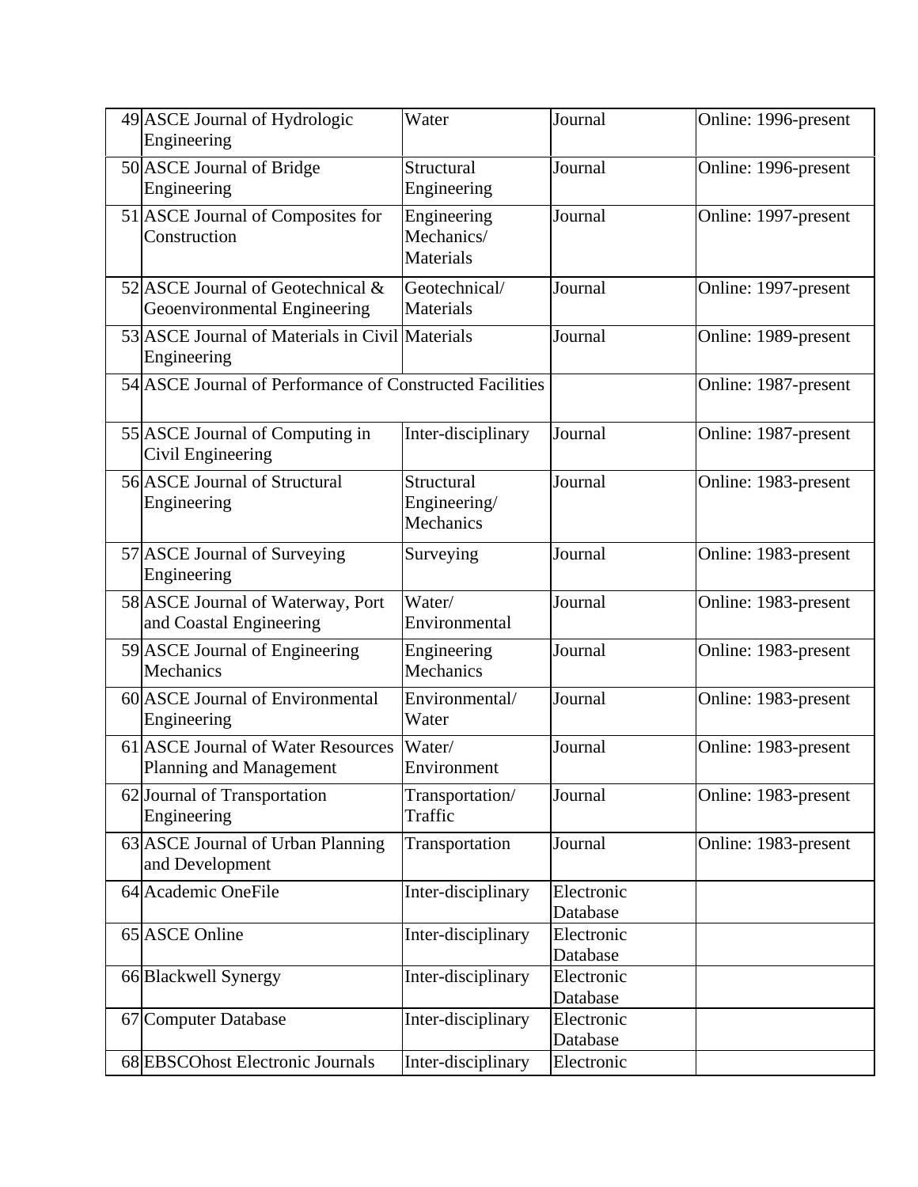| | | | | |
|---|---|---|---|---|
| 49 | ASCE Journal of Hydrologic Engineering | Water | Journal | Online: 1996-present |
| 50 | ASCE Journal of Bridge Engineering | Structural Engineering | Journal | Online: 1996-present |
| 51 | ASCE Journal of Composites for Construction | Engineering Mechanics/ Materials | Journal | Online: 1997-present |
| 52 | ASCE Journal of Geotechnical & Geoenvironmental Engineering | Geotechnical/ Materials | Journal | Online: 1997-present |
| 53 | ASCE Journal of Materials in Civil Engineering | Materials | Journal | Online: 1989-present |
| 54 | ASCE Journal of Performance of Constructed Facilities | | | Online: 1987-present |
| 55 | ASCE Journal of Computing in Civil Engineering | Inter-disciplinary | Journal | Online: 1987-present |
| 56 | ASCE Journal of Structural Engineering | Structural Engineering/ Mechanics | Journal | Online: 1983-present |
| 57 | ASCE Journal of Surveying Engineering | Surveying | Journal | Online: 1983-present |
| 58 | ASCE Journal of Waterway, Port and Coastal Engineering | Water/ Environmental | Journal | Online: 1983-present |
| 59 | ASCE Journal of Engineering Mechanics | Engineering Mechanics | Journal | Online: 1983-present |
| 60 | ASCE Journal of Environmental Engineering | Environmental/ Water | Journal | Online: 1983-present |
| 61 | ASCE Journal of Water Resources Planning and Management | Water/ Environment | Journal | Online: 1983-present |
| 62 | Journal of Transportation Engineering | Transportation/ Traffic | Journal | Online: 1983-present |
| 63 | ASCE Journal of Urban Planning and Development | Transportation | Journal | Online: 1983-present |
| 64 | Academic OneFile | Inter-disciplinary | Electronic Database | |
| 65 | ASCE Online | Inter-disciplinary | Electronic Database | |
| 66 | Blackwell Synergy | Inter-disciplinary | Electronic Database | |
| 67 | Computer Database | Inter-disciplinary | Electronic Database | |
| 68 | EBSCOhost Electronic Journals | Inter-disciplinary | Electronic | |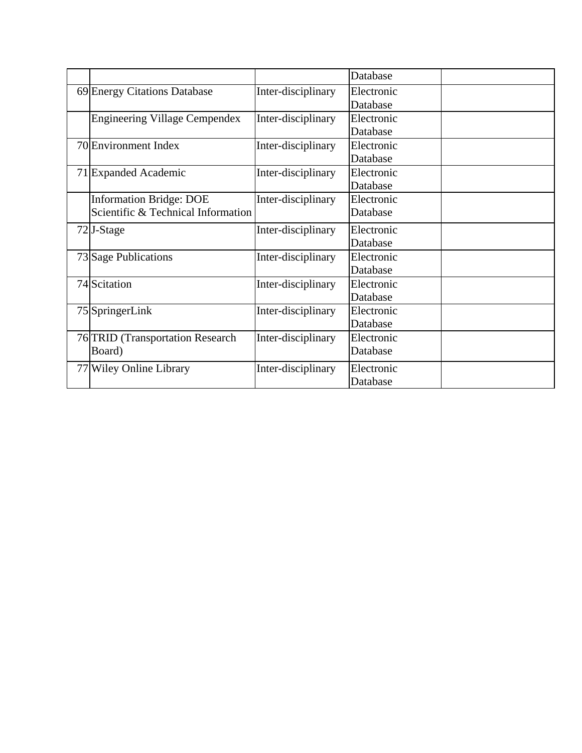| | | | | |
|---|---|---|---|---|
| | | | Database | |
| 69 | Energy Citations Database | Inter-disciplinary | Electronic Database | |
| | Engineering Village Cempendex | Inter-disciplinary | Electronic Database | |
| 70 | Environment Index | Inter-disciplinary | Electronic Database | |
| 71 | Expanded Academic | Inter-disciplinary | Electronic Database | |
| | Information Bridge: DOE Scientific & Technical Information | Inter-disciplinary | Electronic Database | |
| 72 | J-Stage | Inter-disciplinary | Electronic Database | |
| 73 | Sage Publications | Inter-disciplinary | Electronic Database | |
| 74 | Scitation | Inter-disciplinary | Electronic Database | |
| 75 | SpringerLink | Inter-disciplinary | Electronic Database | |
| 76 | TRID (Transportation Research Board) | Inter-disciplinary | Electronic Database | |
| 77 | Wiley Online Library | Inter-disciplinary | Electronic Database | |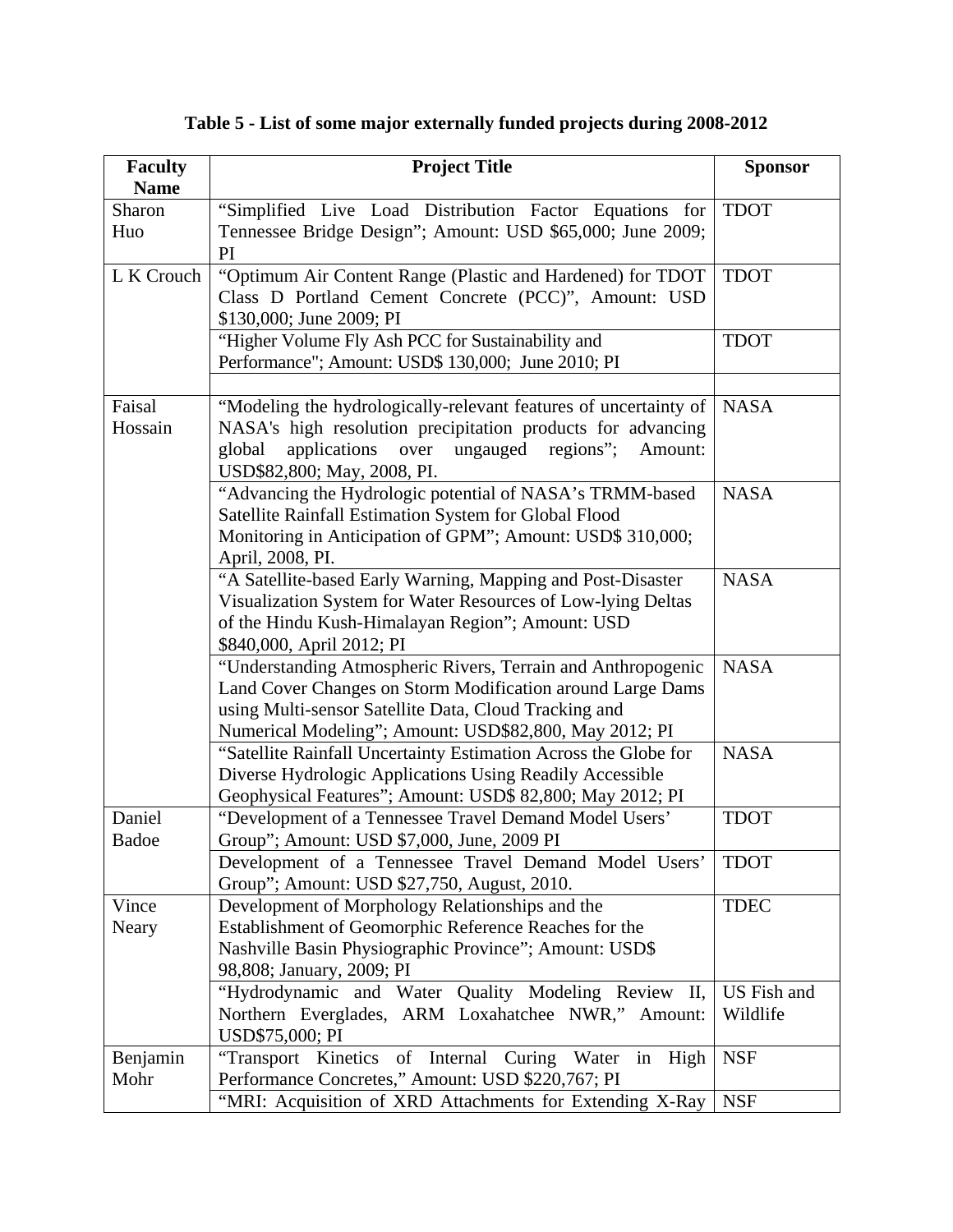**Table 5 - List of some major externally funded projects during 2008-2012**

| Faculty Name | Project Title | Sponsor |
|---|---|---|
| Sharon Huo | "Simplified Live Load Distribution Factor Equations for Tennessee Bridge Design"; Amount: USD $65,000; June 2009; PI | TDOT |
| L K Crouch | "Optimum Air Content Range (Plastic and Hardened) for TDOT Class D Portland Cement Concrete (PCC)", Amount: USD $130,000; June 2009; PI | TDOT |
| | "Higher Volume Fly Ash PCC for Sustainability and Performance"; Amount: USD$ 130,000; June 2010; PI | TDOT |
| | | |
| Faisal Hossain | "Modeling the hydrologically-relevant features of uncertainty of NASA's high resolution precipitation products for advancing global applications over ungauged regions"; Amount: USD$82,800; May, 2008, PI. | NASA |
| | "Advancing the Hydrologic potential of NASA's TRMM-based Satellite Rainfall Estimation System for Global Flood Monitoring in Anticipation of GPM"; Amount: USD$ 310,000; April, 2008, PI. | NASA |
| | "A Satellite-based Early Warning, Mapping and Post-Disaster Visualization System for Water Resources of Low-lying Deltas of the Hindu Kush-Himalayan Region"; Amount: USD $840,000, April 2012; PI | NASA |
| | "Understanding Atmospheric Rivers, Terrain and Anthropogenic Land Cover Changes on Storm Modification around Large Dams using Multi-sensor Satellite Data, Cloud Tracking and Numerical Modeling"; Amount: USD$82,800, May 2012; PI | NASA |
| | "Satellite Rainfall Uncertainty Estimation Across the Globe for Diverse Hydrologic Applications Using Readily Accessible Geophysical Features"; Amount: USD$ 82,800; May 2012; PI | NASA |
| Daniel Badoe | "Development of a Tennessee Travel Demand Model Users' Group"; Amount: USD $7,000, June, 2009 PI | TDOT |
| | Development of a Tennessee Travel Demand Model Users' Group"; Amount: USD $27,750, August, 2010. | TDOT |
| Vince Neary | Development of Morphology Relationships and the Establishment of Geomorphic Reference Reaches for the Nashville Basin Physiographic Province"; Amount: USD$ 98,808; January, 2009; PI | TDEC |
| | "Hydrodynamic and Water Quality Modeling Review II, Northern Everglades, ARM Loxahatchee NWR," Amount: USD$75,000; PI | US Fish and Wildlife |
| Benjamin Mohr | "Transport Kinetics of Internal Curing Water in High Performance Concretes," Amount: USD $220,767; PI | NSF |
| | "MRI: Acquisition of XRD Attachments for Extending X-Ray | NSF |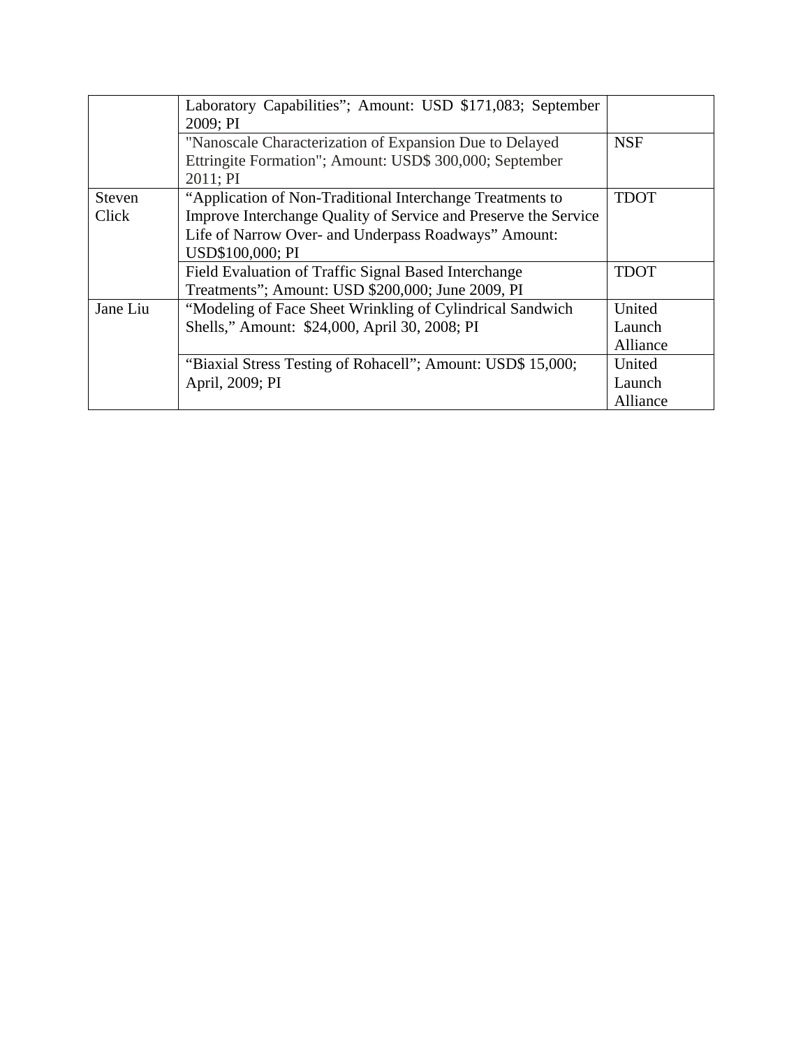| | | |
|---|---|---|
| | Laboratory Capabilities"; Amount: USD $171,083; September 2009; PI | |
| | "Nanoscale Characterization of Expansion Due to Delayed Ettringite Formation"; Amount: USD$ 300,000; September 2011; PI | NSF |
| Steven Click | "Application of Non-Traditional Interchange Treatments to Improve Interchange Quality of Service and Preserve the Service Life of Narrow Over- and Underpass Roadways" Amount: USD$100,000; PI | TDOT |
| | Field Evaluation of Traffic Signal Based Interchange Treatments"; Amount: USD $200,000; June 2009, PI | TDOT |
| Jane Liu | "Modeling of Face Sheet Wrinkling of Cylindrical Sandwich Shells," Amount: $24,000, April 30, 2008; PI | United Launch Alliance |
| | "Biaxial Stress Testing of Rohacell"; Amount: USD$ 15,000; April, 2009; PI | United Launch Alliance |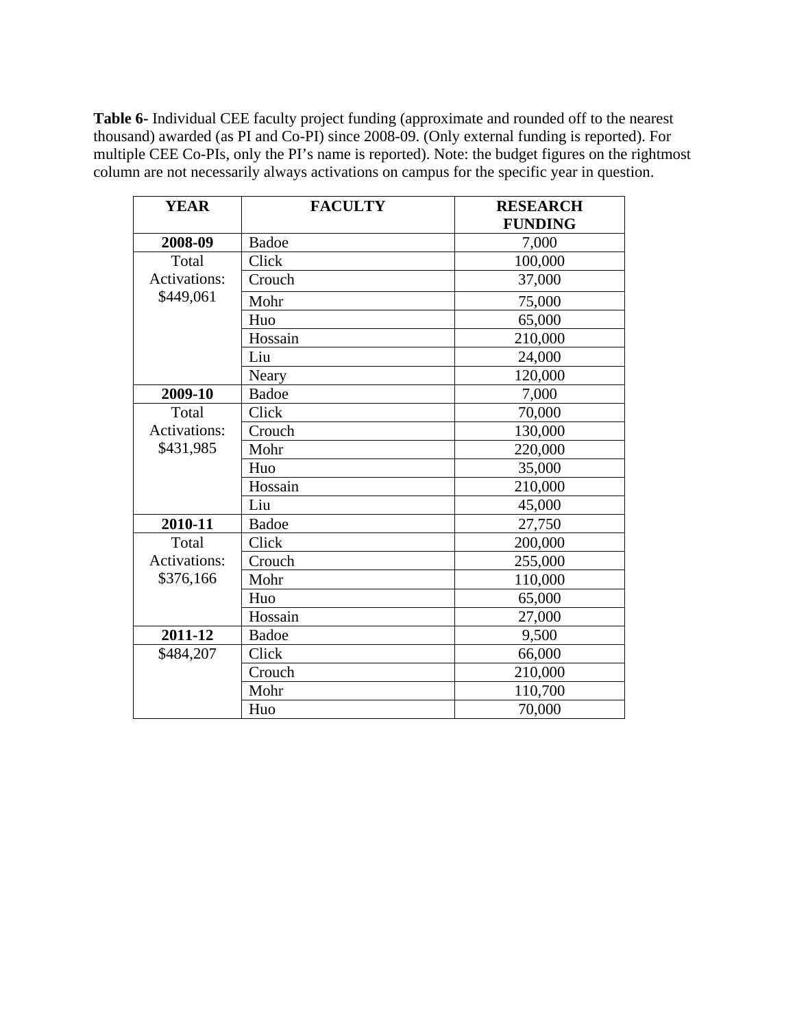**Table 6**- Individual CEE faculty project funding (approximate and rounded off to the nearest thousand) awarded (as PI and Co-PI) since 2008-09. (Only external funding is reported). For multiple CEE Co-PIs, only the PI's name is reported). Note: the budget figures on the rightmost column are not necessarily always activations on campus for the specific year in question.

| YEAR | FACULTY | RESEARCH FUNDING |
|---|---|---|
| **2008-09** | Badoe | 7,000 |
| Total Activations: $449,061 | Click | 100,000 |
| | Crouch | 37,000 |
| | Mohr | 75,000 |
| | Huo | 65,000 |
| | Hossain | 210,000 |
| | Liu | 24,000 |
| | Neary | 120,000 |
| **2009-10** | Badoe | 7,000 |
| Total Activations: $431,985 | Click | 70,000 |
| | Crouch | 130,000 |
| | Mohr | 220,000 |
| | Huo | 35,000 |
| | Hossain | 210,000 |
| | Liu | 45,000 |
| **2010-11** | Badoe | 27,750 |
| Total Activations: $376,166 | Click | 200,000 |
| | Crouch | 255,000 |
| | Mohr | 110,000 |
| | Huo | 65,000 |
| | Hossain | 27,000 |
| **2011-12** | Badoe | 9,500 |
| $484,207 | Click | 66,000 |
| | Crouch | 210,000 |
| | Mohr | 110,700 |
| | Huo | 70,000 |